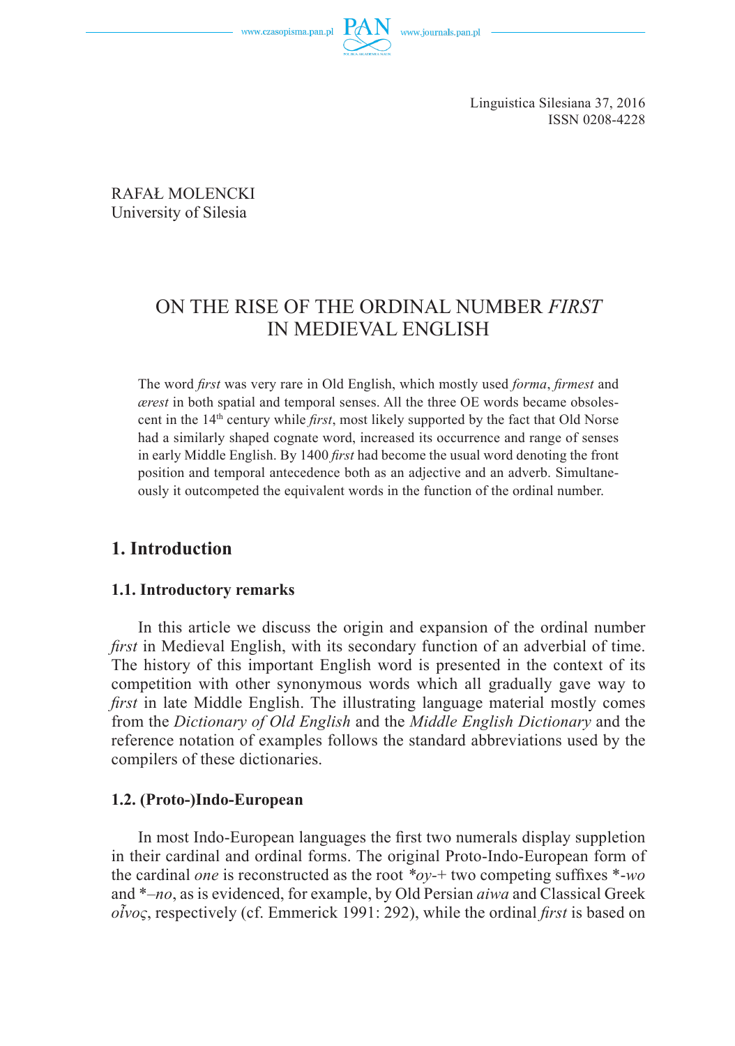Linguistica Silesiana 37, 2016
ISSN 0208-4228

RAFAŁ MOLENCKI
University of Silesia

# ON THE RISE OF THE ORDINAL NUMBER *FIRST* IN MEDIEVAL ENGLISH

The word *first* was very rare in Old English, which mostly used *forma*, *firmest* and *ærest* in both spatial and temporal senses. All the three OE words became obsolescent in the 14th century while *first*, most likely supported by the fact that Old Norse had a similarly shaped cognate word, increased its occurrence and range of senses in early Middle English. By 1400 *first* had become the usual word denoting the front position and temporal antecedence both as an adjective and an adverb. Simultaneously it outcompeted the equivalent words in the function of the ordinal number.

## 1. Introduction

### 1.1. Introductory remarks

In this article we discuss the origin and expansion of the ordinal number *first* in Medieval English, with its secondary function of an adverbial of time. The history of this important English word is presented in the context of its competition with other synonymous words which all gradually gave way to *first* in late Middle English. The illustrating language material mostly comes from the *Dictionary of Old English* and the *Middle English Dictionary* and the reference notation of examples follows the standard abbreviations used by the compilers of these dictionaries.

### 1.2. (Proto-)Indo-European

In most Indo-European languages the first two numerals display suppletion in their cardinal and ordinal forms. The original Proto-Indo-European form of the cardinal *one* is reconstructed as the root *\*oy-*+ two competing suffixes \*-*wo* and \*–*no*, as is evidenced, for example, by Old Persian *aiwa* and Classical Greek *οἶνος*, respectively (cf. Emmerick 1991: 292), while the ordinal *first* is based on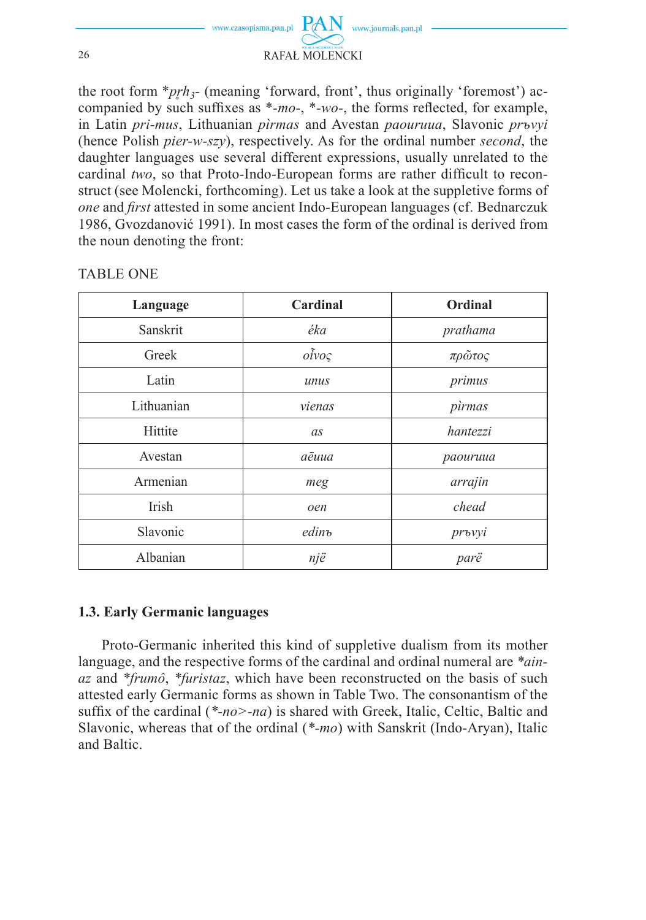the root form *$p\mathring{r}h_3$- (meaning 'forward, front', thus originally 'foremost') accompanied by such suffixes as *-*mo*-, *-*wo*-, the forms reflected, for example, in Latin *pri-mus*, Lithuanian *pìrmas* and Avestan *paouruua*, Slavonic *prъvyi* (hence Polish *pier-w-szy*), respectively. As for the ordinal number *second*, the daughter languages use several different expressions, usually unrelated to the cardinal *two*, so that Proto-Indo-European forms are rather difficult to reconstruct (see Molencki, forthcoming). Let us take a look at the suppletive forms of *one* and *first* attested in some ancient Indo-European languages (cf. Bednarczuk 1986, Gvozdanović 1991). In most cases the form of the ordinal is derived from the noun denoting the front:

TABLE ONE

| **Language** | **Cardinal** | **Ordinal** |
|---|---|---|
| Sanskrit | *éka* | *prathama* |
| Greek | *οἶνος* | *πρῶτος* |
| Latin | *unus* | *primus* |
| Lithuanian | *vienas* | *pìrmas* |
| Hittite | *as* | *hantezzi* |
| Avestan | *aēuua* | *paouruua* |
| Armenian | *meg* | *arrajin* |
| Irish | *oen* | *chead* |
| Slavonic | *edinъ* | *prъvyi* |
| Albanian | *një* | *parë* |

### 1.3. Early Germanic languages

Proto-Germanic inherited this kind of suppletive dualism from its mother language, and the respective forms of the cardinal and ordinal numeral are *\*ainaz* and *\*frumô*, *\*furistaz*, which have been reconstructed on the basis of such attested early Germanic forms as shown in Table Two. The consonantism of the suffix of the cardinal (*\*-no*>*-na*) is shared with Greek, Italic, Celtic, Baltic and Slavonic, whereas that of the ordinal (*\*-mo*) with Sanskrit (Indo-Aryan), Italic and Baltic.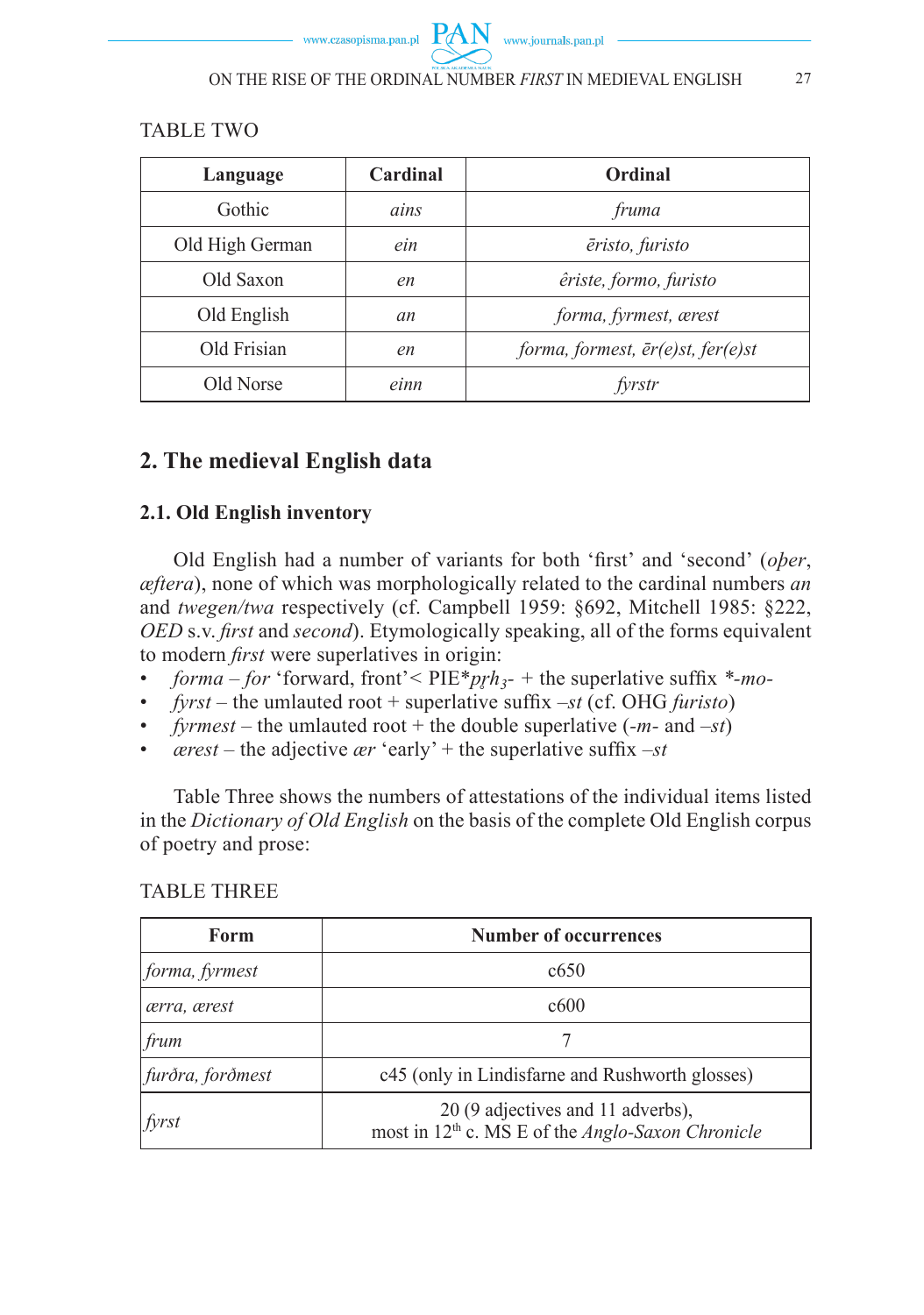TABLE TWO

| Language | Cardinal | Ordinal |
|---|---|---|
| Gothic | *ains* | *fruma* |
| Old High German | *ein* | *ēristo, furisto* |
| Old Saxon | *en* | *êriste, formo, furisto* |
| Old English | *an* | *forma, fyrmest, ærest* |
| Old Frisian | *en* | *forma, formest, ēr(e)st, fer(e)st* |
| Old Norse | *einn* | *fyrstr* |

## 2. The medieval English data

### 2.1. Old English inventory

Old English had a number of variants for both 'first' and 'second' (*oþer*, *æftera*), none of which was morphologically related to the cardinal numbers *an* and *twegen/twa* respectively (cf. Campbell 1959: §692, Mitchell 1985: §222, *OED* s.v. *first* and *second*). Etymologically speaking, all of the forms equivalent to modern *first* were superlatives in origin:

- *forma* – *for* 'forward, front'< PIE*$p\underset{\circ}{r}h_3$- + the superlative suffix *-*mo*-
- *fyrst* – the umlauted root + superlative suffix –*st* (cf. OHG *furisto*)
- *fyrmest* – the umlauted root + the double superlative (-*m*- and –*st*)
- *ærest* – the adjective *ær* 'early' + the superlative suffix –*st*

Table Three shows the numbers of attestations of the individual items listed in the *Dictionary of Old English* on the basis of the complete Old English corpus of poetry and prose:

TABLE THREE

| Form | Number of occurrences |
|---|---|
| *forma, fyrmest* | c650 |
| *ærra, ærest* | c600 |
| *frum* | 7 |
| *furðra, forðmest* | c45 (only in Lindisfarne and Rushworth glosses) |
| *fyrst* | 20 (9 adjectives and 11 adverbs), most in 12th c. MS E of the *Anglo-Saxon Chronicle* |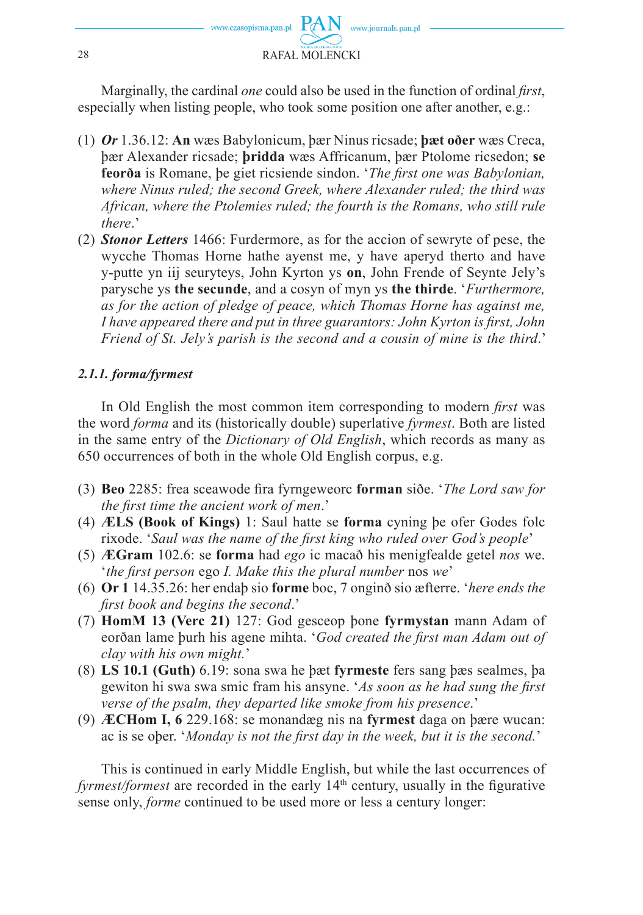Marginally, the cardinal *one* could also be used in the function of ordinal *first*, especially when listing people, who took some position one after another, e.g.:

(1) ***Or*** 1.36.12: **An** wæs Babylonicum, þær Ninus ricsade; **þæt oðer** wæs Creca, þær Alexander ricsade; **þridda** wæs Affricanum, þær Ptolome ricsedon; **se feorða** is Romane, þe giet ricsiende sindon. '*The first one was Babylonian, where Ninus ruled; the second Greek, where Alexander ruled; the third was African, where the Ptolemies ruled; the fourth is the Romans, who still rule there*.'

(2) ***Stonor Letters*** 1466: Furdermore, as for the accion of sewryte of pese, the wycche Thomas Horne hathe ayenst me, y have aperyd therto and have y-putte yn iij seuryteys, John Kyrton ys **on**, John Frende of Seynte Jely's parysche ys **the secunde**, and a cosyn of myn ys **the thirde**. '*Furthermore, as for the action of pledge of peace, which Thomas Horne has against me, I have appeared there and put in three guarantors: John Kyrton is first, John Friend of St. Jely's parish is the second and a cousin of mine is the third*.'

### *2.1.1. forma/fyrmest*

In Old English the most common item corresponding to modern *first* was the word *forma* and its (historically double) superlative *fyrmest*. Both are listed in the same entry of the *Dictionary of Old English*, which records as many as 650 occurrences of both in the whole Old English corpus, e.g.

(3) **Beo** 2285: frea sceawode fira fyrngeweorc **forman** siðe. '*The Lord saw for the first time the ancient work of men*.'

(4) **ÆLS (Book of Kings)** 1: Saul hatte se **forma** cyning þe ofer Godes folc rixode. '*Saul was the name of the first king who ruled over God's people*'

(5) **ÆGram** 102.6: se **forma** had *ego* ic macað his menigfealde getel *nos* we. '*the first person* ego *I. Make this the plural number* nos *we*'

(6) **Or 1** 14.35.26: her endaþ sio **forme** boc, 7 onginð sio æfterre. '*here ends the first book and begins the second*.'

(7) **HomM 13 (Verc 21)** 127: God gesceop þone **fyrmystan** mann Adam of eorðan lame þurh his agene mihta. '*God created the first man Adam out of clay with his own might.*'

(8) **LS 10.1 (Guth)** 6.19: sona swa he þæt **fyrmeste** fers sang þæs sealmes, þa gewiton hi swa swa smic fram his ansyne. '*As soon as he had sung the first verse of the psalm, they departed like smoke from his presence*.'

(9) **ÆCHom I, 6** 229.168: se monandæg nis na **fyrmest** daga on þære wucan: ac is se oþer. '*Monday is not the first day in the week, but it is the second.*'

This is continued in early Middle English, but while the last occurrences of *fyrmest/formest* are recorded in the early 14th century, usually in the figurative sense only, *forme* continued to be used more or less a century longer: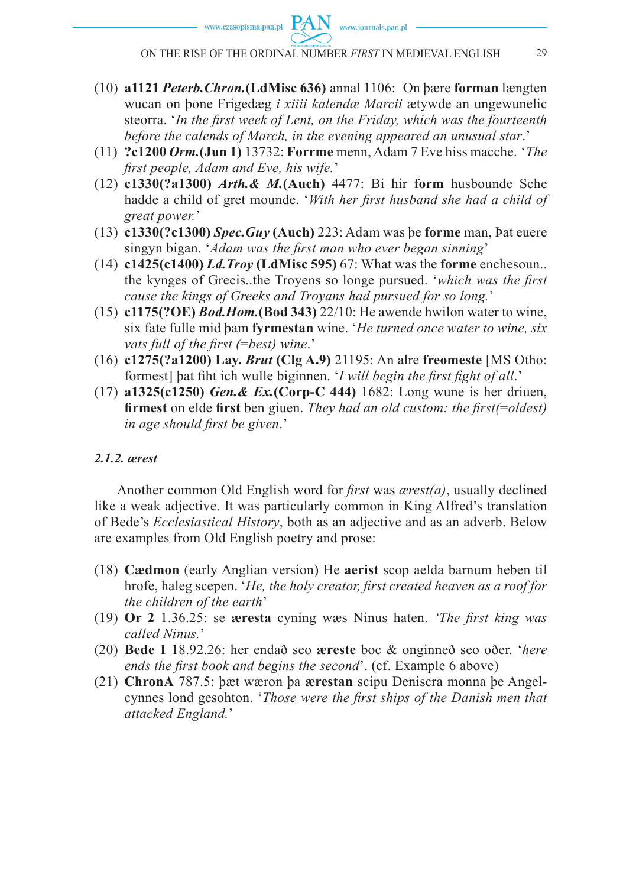(10) **a1121** ***Peterb.Chron.*****(LdMisc 636)** annal 1106: On þære **forman** længten wucan on þone Frigedæg *i xiiii kalendæ Marcii* ætywde an ungewunelic steorra. '*In the first week of Lent, on the Friday, which was the fourteenth before the calends of March, in the evening appeared an unusual star*.'

(11) **?c1200** ***Orm.*****(Jun 1)** 13732: **Forrme** menn, Adam 7 Eve hiss macche. '*The first people, Adam and Eve, his wife.*'

(12) **c1330(?a1300)** ***Arth.& M.*****(Auch)** 4477: Bi hir **form** husbounde Sche hadde a child of gret mounde. '*With her first husband she had a child of great power.*'

(13) **c1330(?c1300)** ***Spec.Guy*** **(Auch)** 223: Adam was þe **forme** man, Þat euere singyn bigan. '*Adam was the first man who ever began sinning*'

(14) **c1425(c1400)** ***Ld.Troy*** **(LdMisc 595)** 67: What was the **forme** enchesoun.. the kynges of Grecis..the Troyens so longe pursued. '*which was the first cause the kings of Greeks and Troyans had pursued for so long.*'

(15) **c1175(?OE)** ***Bod.Hom.*****(Bod 343)** 22/10: He awende hwilon water to wine, six fate fulle mid þam **fyrmestan** wine. '*He turned once water to wine, six vats full of the first (=best) wine*.'

(16) **c1275(?a1200) Lay.** ***Brut*** **(Clg A.9)** 21195: An alre **freomeste** [MS Otho: formest] þat fiht ich wulle biginnen. '*I will begin the first fight of all*.'

(17) **a1325(c1250)** ***Gen.& Ex.*****(Corp-C 444)** 1682: Long wune is her driuen, **firmest** on elde **first** ben giuen. *They had an old custom: the first(=oldest) in age should first be given*.'

### *2.1.2. ærest*

Another common Old English word for *first* was *ærest(a)*, usually declined like a weak adjective. It was particularly common in King Alfred's translation of Bede's *Ecclesiastical History*, both as an adjective and as an adverb. Below are examples from Old English poetry and prose:

(18) **Cædmon** (early Anglian version) He **aerist** scop aelda barnum heben til hrofe, haleg scepen. '*He, the holy creator, first created heaven as a roof for the children of the earth*'

(19) **Or 2** 1.36.25: se **æresta** cyning wæs Ninus haten. *'The first king was called Ninus.*'

(20) **Bede 1** 18.92.26: her endað seo **æreste** boc & onginneð seo oðer. '*here ends the first book and begins the second*'. (cf. Example 6 above)

(21) **ChronA** 787.5: þæt wæron þa **ærestan** scipu Deniscra monna þe Angelcynnes lond gesohton. '*Those were the first ships of the Danish men that attacked England.*'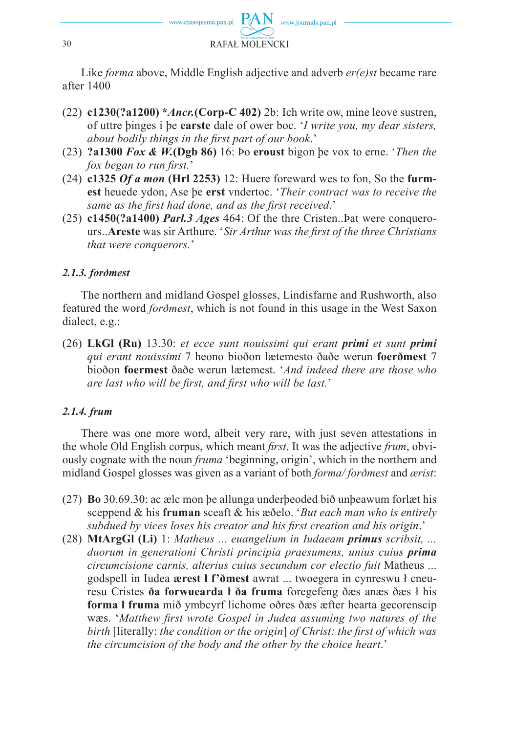Like *forma* above, Middle English adjective and adverb *er(e)st* became rare after 1400

(22) **c1230(?a1200) \*_Ancr._(Corp-C 402)** 2b: Ich write ow, mine leove sustren, of uttre þinges i þe **earste** dale of ower boc. '*I write you, my dear sisters, about bodily things in the first part of our book*.'

(23) **?a1300 _Fox & W._(Dgb 86)** 16: Þo **eroust** bigon þe vox to erne. '*Then the fox began to run first.*'

(24) **c1325 _Of a mon_ (Hrl 2253)** 12: Huere foreward wes to fon, So the **furmest** heuede ydon, Ase þe **erst** vndertoc. '*Their contract was to receive the same as the first had done, and as the first received*.'

(25) **c1450(?a1400) _Parl.3 Ages_** 464: Of the thre Cristen..Þat were conquerours..**Areste** was sir Arthure. '*Sir Arthur was the first of the three Christians that were conquerors.*'

### *2.1.3. forðmest*

The northern and midland Gospel glosses, Lindisfarne and Rushworth, also featured the word *forðmest*, which is not found in this usage in the West Saxon dialect, e.g.:

(26) **LkGl (Ru)** 13.30: *et ecce sunt nouissimi qui erant* ***primi*** *et sunt* ***primi*** *qui erant nouissimi* 7 heono bioðon lætemesto ðaðe werun **foerðmest** 7 bioðon **foermest** ðaðe werun lætemest. '*And indeed there are those who are last who will be first, and first who will be last.*'

### *2.1.4. frum*

There was one more word, albeit very rare, with just seven attestations in the whole Old English corpus, which meant *first*. It was the adjective *frum*, obviously cognate with the noun *fruma* 'beginning, origin', which in the northern and midland Gospel glosses was given as a variant of both *forma/forðmest* and *ærist*:

(27) **Bo** 30.69.30: ac ælc mon þe allunga underþeoded bið unþeawum forlæt his sceppend & his **fruman** sceaft & his æðelo. '*But each man who is entirely subdued by vices loses his creator and his first creation and his origin*.'

(28) **MtArgGl (Li)** 1: *Matheus ... euangelium in Iudaeam* ***primus*** *scribsit, ... duorum in generationi Christi principia praesumens, unius cuius* ***prima*** *circumcisione carnis, alterius cuius secundum cor electio fuit* Matheus ... godspell in Iudea **ærest ł f'ðmest** awrat ... twoegera in cynreswu ł cneuresu Cristes **ða forwuearda ł ða fruma** foregefeng ðæs anæs ðæs ł his **forma ł fruma** mið ymbcyrf lichome oðres ðæs æfter hearta gecorenscip wæs. '*Matthew first wrote Gospel in Judea assuming two natures of the birth* [literally: *the condition or the origin*] *of Christ: the first of which was the circumcision of the body and the other by the choice heart*.'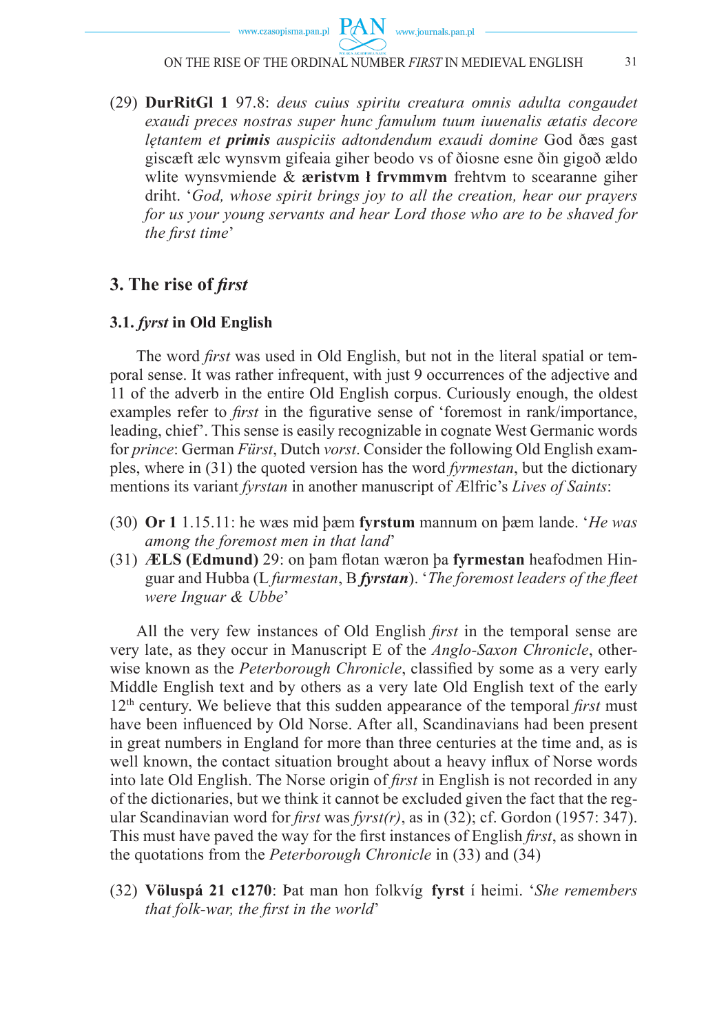(29) **DurRitGl 1** 97.8: *deus cuius spiritu creatura omnis adulta congaudet exaudi preces nostras super hunc famulum tuum iuuenalis ætatis decore lętantem et* ***primis*** *auspiciis adtondendum exaudi domine* God ðæs gast giscæft ælc wynsvm gifeaia giher beodo vs of ðiosne esne ðin gigoð ældo wlite wynsvmiende & **æristvm ł frvmmvm** frehtvm to scearanne giher driht. '*God, whose spirit brings joy to all the creation, hear our prayers for us your young servants and hear Lord those who are to be shaved for the first time*'

## 3. The rise of *first*

### 3.1. *fyrst* in Old English

The word *first* was used in Old English, but not in the literal spatial or temporal sense. It was rather infrequent, with just 9 occurrences of the adjective and 11 of the adverb in the entire Old English corpus. Curiously enough, the oldest examples refer to *first* in the figurative sense of 'foremost in rank/importance, leading, chief'. This sense is easily recognizable in cognate West Germanic words for *prince*: German *Fürst*, Dutch *vorst*. Consider the following Old English examples, where in (31) the quoted version has the word *fyrmestan*, but the dictionary mentions its variant *fyrstan* in another manuscript of Ælfric's *Lives of Saints*:

(30) **Or 1** 1.15.11: he wæs mid þæm **fyrstum** mannum on þæm lande. '*He was among the foremost men in that land*'

(31) **ÆLS (Edmund)** 29: on þam flotan wæron þa **fyrmestan** heafodmen Hinguar and Hubba (L *furmestan*, B ***fyrstan***). '*The foremost leaders of the fleet were Inguar & Ubbe*'

All the very few instances of Old English *first* in the temporal sense are very late, as they occur in Manuscript E of the *Anglo-Saxon Chronicle*, otherwise known as the *Peterborough Chronicle*, classified by some as a very early Middle English text and by others as a very late Old English text of the early 12th century. We believe that this sudden appearance of the temporal *first* must have been influenced by Old Norse. After all, Scandinavians had been present in great numbers in England for more than three centuries at the time and, as is well known, the contact situation brought about a heavy influx of Norse words into late Old English. The Norse origin of *first* in English is not recorded in any of the dictionaries, but we think it cannot be excluded given the fact that the regular Scandinavian word for *first* was *fyrst(r)*, as in (32); cf. Gordon (1957: 347). This must have paved the way for the first instances of English *first*, as shown in the quotations from the *Peterborough Chronicle* in (33) and (34)

(32) **Völuspá 21 c1270**: Þat man hon folkvíg **fyrst** í heimi. '*She remembers that folk-war, the first in the world*'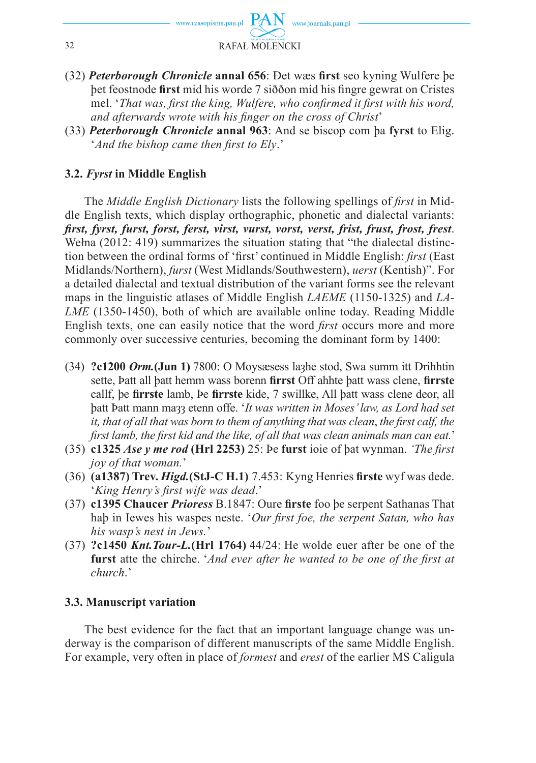(32) ***Peterborough Chronicle* annal 656**: Ðet wæs **first** seo kyning Wulfere þe þet feostnode **first** mid his worde 7 siððon mid his fingre gewrat on Cristes mel. '*That was, first the king, Wulfere, who confirmed it first with his word, and afterwards wrote with his finger on the cross of Christ*'

(33) ***Peterborough Chronicle* annal 963**: And se biscop com þa **fyrst** to Elig. '*And the bishop came then first to Ely*.'

### 3.2. *Fyrst* in Middle English

The *Middle English Dictionary* lists the following spellings of *first* in Middle English texts, which display orthographic, phonetic and dialectal variants: ***first, fyrst, furst, forst, ferst, virst, vurst, vorst, verst, frist, frust, frost, frest***. Wełna (2012: 419) summarizes the situation stating that "the dialectal distinction between the ordinal forms of 'first' continued in Middle English: *first* (East Midlands/Northern), *furst* (West Midlands/Southwestern), *uerst* (Kentish)". For a detailed dialectal and textual distribution of the variant forms see the relevant maps in the linguistic atlases of Middle English *LAEME* (1150-1325) and *LALME* (1350-1450), both of which are available online today. Reading Middle English texts, one can easily notice that the word *first* occurs more and more commonly over successive centuries, becoming the dominant form by 1400:

(34) **?c1200 *Orm.*(Jun 1)** 7800: O Moysæsess laȝhe stod, Swa summ itt Drihhtin sette, Þatt all þatt hemm wass borenn **firrst** Off ahhte þatt wass clene, **firrste** callf, þe **firrste** lamb, Þe **firrste** kide, 7 swillke, All þatt wass clene deor, all þatt Þatt mann maȝȝ etenn offe. '*It was written in Moses' law, as Lord had set it, that of all that was born to them of anything that was clean*, *the first calf, the first lamb, the first kid and the like, of all that was clean animals man can eat.*'

(35) **c1325 *Ase y me rod* (Hrl 2253)** 25: Þe **furst** ioie of þat wynman. *'The first joy of that woman.*'

(36) **(a1387) Trev. *Higd.*(StJ-C H.1)** 7.453: Kyng Henries **firste** wyf was dede. '*King Henry's first wife was dead*.'

(37) **c1395 Chaucer *Prioress*** B.1847: Oure **firste** foo þe serpent Sathanas That haþ in Iewes his waspes neste. '*Our first foe, the serpent Satan, who has his wasp's nest in Jews.*'

(37) **?c1450 *Knt.Tour-L.*(Hrl 1764)** 44/24: He wolde euer after be one of the **furst** atte the chirche. '*And ever after he wanted to be one of the first at church*.'

### 3.3. Manuscript variation

The best evidence for the fact that an important language change was underway is the comparison of different manuscripts of the same Middle English. For example, very often in place of *formest* and *erest* of the earlier MS Caligula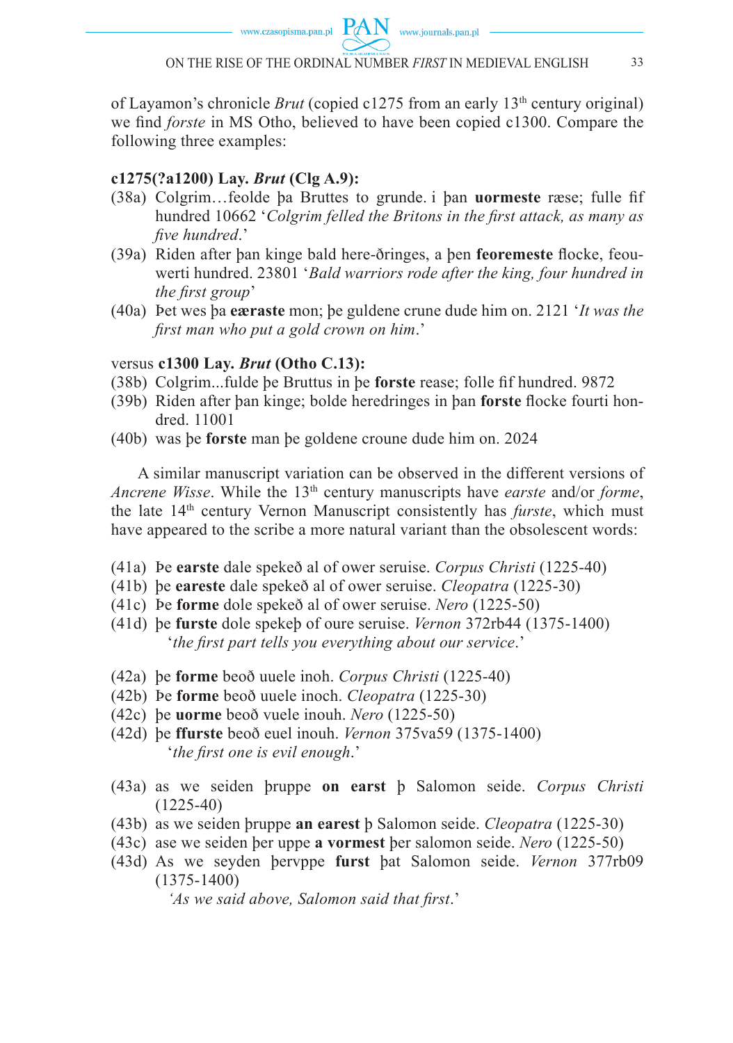of Layamon's chronicle *Brut* (copied c1275 from an early 13th century original) we find *forste* in MS Otho, believed to have been copied c1300. Compare the following three examples:

**c1275(?a1200) Lay. *Brut* (Clg A.9):**

(38a) Colgrim…feolde þa Bruttes to grunde. i þan **uormeste** ræse; fulle fif hundred 10662 '*Colgrim felled the Britons in the first attack, as many as five hundred*.'

(39a) Riden after þan kinge bald here-ðringes, a þen **feoremeste** flocke, feouwerti hundred. 23801 '*Bald warriors rode after the king, four hundred in the first group*'

(40a) Þet wes þa **æraste** mon; þe guldene crune dude him on. 2121 '*It was the first man who put a gold crown on him*.'

versus **c1300 Lay. *Brut* (Otho C.13):**

(38b) Colgrim...fulde þe Bruttus in þe **forste** rease; folle fif hundred. 9872

(39b) Riden after þan kinge; bolde heredringes in þan **forste** flocke fourti hondred. 11001

(40b) was þe **forste** man þe goldene croune dude him on. 2024

A similar manuscript variation can be observed in the different versions of *Ancrene Wisse*. While the 13th century manuscripts have *earste* and/or *forme*, the late 14th century Vernon Manuscript consistently has *furste*, which must have appeared to the scribe a more natural variant than the obsolescent words:

(41a) Þe **earste** dale spekeð al of ower seruise. *Corpus Christi* (1225-40)

(41b) þe **eareste** dale spekeð al of ower seruise. *Cleopatra* (1225-30)

(41c) Þe **forme** dole spekeð al of ower seruise. *Nero* (1225-50)

(41d) þe **furste** dole spekeþ of oure seruise. *Vernon* 372rb44 (1375-1400)
'*the first part tells you everything about our service*.'

(42a) þe **forme** beoð uuele inoh. *Corpus Christi* (1225-40)

(42b) Þe **forme** beoð uuele inoch. *Cleopatra* (1225-30)

(42c) þe **uorme** beoð vuele inouh. *Nero* (1225-50)

(42d) þe **ffurste** beoð euel inouh. *Vernon* 375va59 (1375-1400)
'*the first one is evil enough*.'

(43a) as we seiden þruppe **on earst** þ Salomon seide. *Corpus Christi* (1225-40)

(43b) as we seiden þruppe **an earest** þ Salomon seide. *Cleopatra* (1225-30)

(43c) ase we seiden þer uppe **a vormest** þer salomon seide. *Nero* (1225-50)

(43d) As we seyden þervppe **furst** þat Salomon seide. *Vernon* 377rb09 (1375-1400)
'*As we said above, Salomon said that first*.'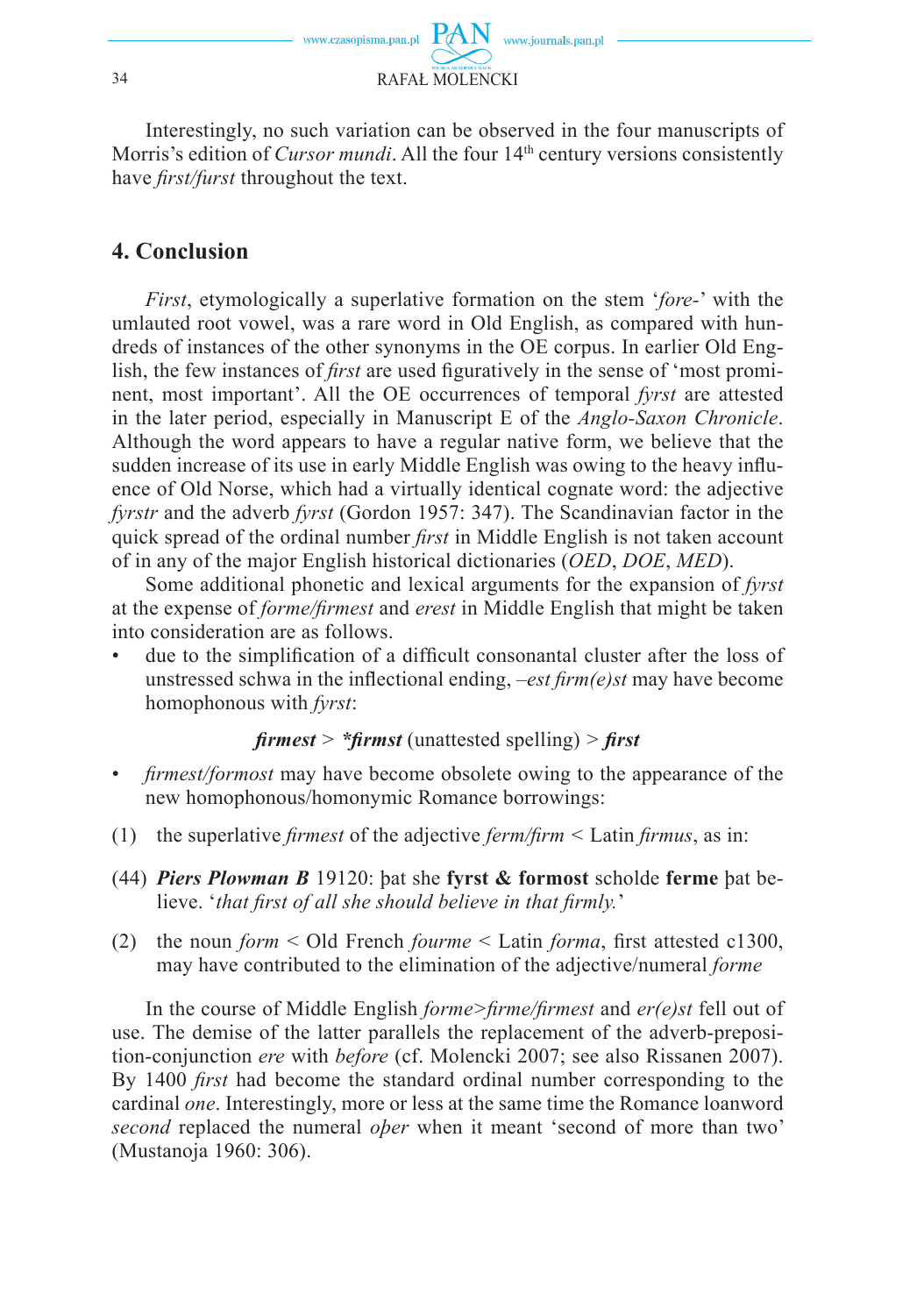Interestingly, no such variation can be observed in the four manuscripts of Morris's edition of *Cursor mundi*. All the four 14th century versions consistently have *first/furst* throughout the text.

## 4. Conclusion

*First*, etymologically a superlative formation on the stem '*fore-*' with the umlauted root vowel, was a rare word in Old English, as compared with hundreds of instances of the other synonyms in the OE corpus. In earlier Old English, the few instances of *first* are used figuratively in the sense of 'most prominent, most important'. All the OE occurrences of temporal *fyrst* are attested in the later period, especially in Manuscript E of the *Anglo-Saxon Chronicle*. Although the word appears to have a regular native form, we believe that the sudden increase of its use in early Middle English was owing to the heavy influence of Old Norse, which had a virtually identical cognate word: the adjective *fyrstr* and the adverb *fyrst* (Gordon 1957: 347). The Scandinavian factor in the quick spread of the ordinal number *first* in Middle English is not taken account of in any of the major English historical dictionaries (*OED*, *DOE*, *MED*).

Some additional phonetic and lexical arguments for the expansion of *fyrst* at the expense of *forme/firmest* and *erest* in Middle English that might be taken into consideration are as follows.

- due to the simplification of a difficult consonantal cluster after the loss of unstressed schwa in the inflectional ending, *–est firm(e)st* may have become homophonous with *fyrst*:

  ***firmest*** > ***\*firmst*** (unattested spelling) > ***first***

- *firmest/formost* may have become obsolete owing to the appearance of the new homophonous/homonymic Romance borrowings:

(1) the superlative *firmest* of the adjective *ferm/firm* < Latin *firmus*, as in:

(44) ***Piers Plowman B*** 19120: þat she **fyrst & formost** scholde **ferme** þat believe. '*that first of all she should believe in that firmly.*'

(2) the noun *form* < Old French *fourme* < Latin *forma*, first attested c1300, may have contributed to the elimination of the adjective/numeral *forme*

In the course of Middle English *forme>firme/firmest* and *er(e)st* fell out of use. The demise of the latter parallels the replacement of the adverb-preposition-conjunction *ere* with *before* (cf. Molencki 2007; see also Rissanen 2007). By 1400 *first* had become the standard ordinal number corresponding to the cardinal *one*. Interestingly, more or less at the same time the Romance loanword *second* replaced the numeral *oþer* when it meant 'second of more than two' (Mustanoja 1960: 306).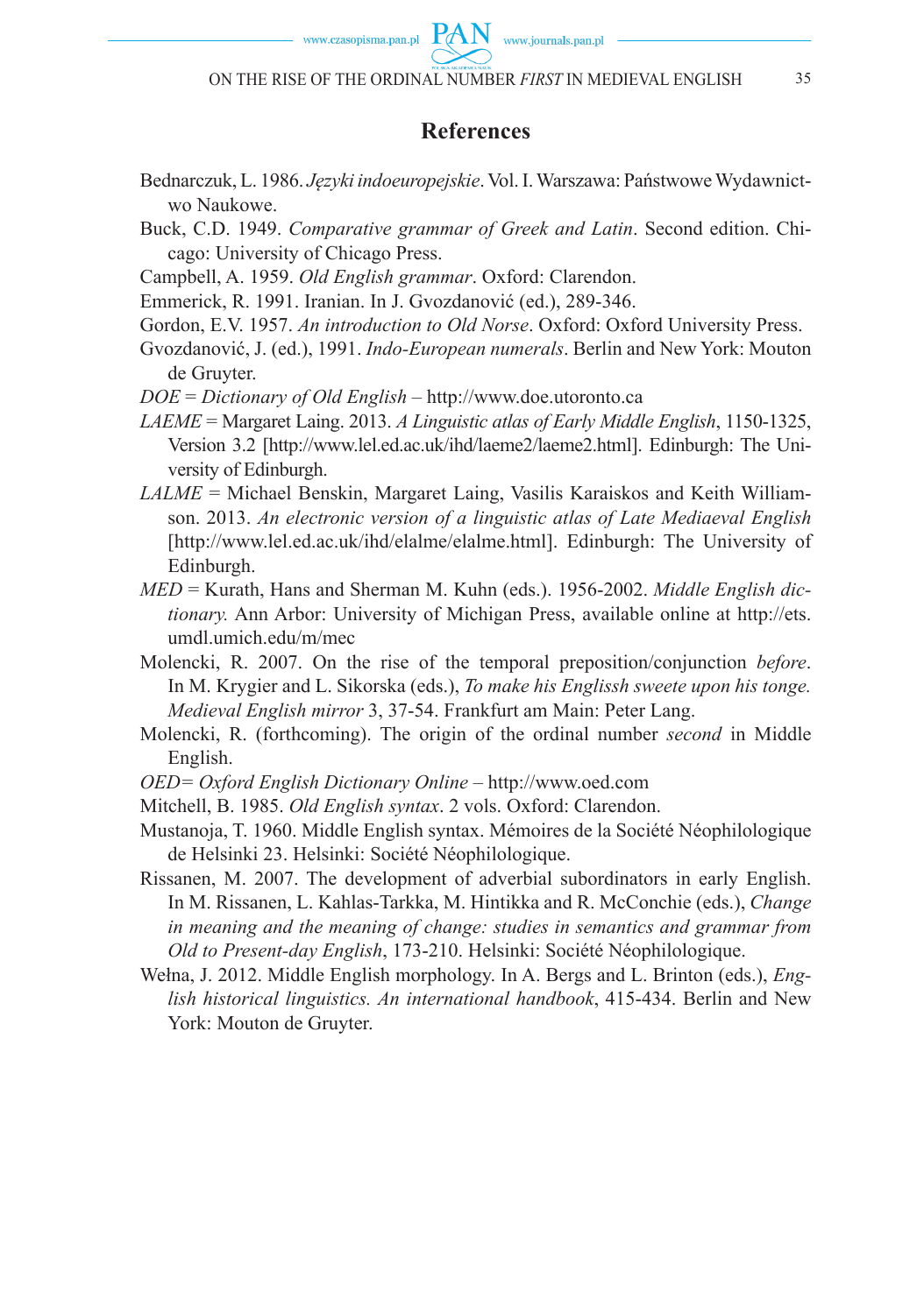## References

Bednarczuk, L. 1986. *Języki indoeuropejskie*. Vol. I. Warszawa: Państwowe Wydawnictwo Naukowe.

Buck, C.D. 1949. *Comparative grammar of Greek and Latin*. Second edition. Chicago: University of Chicago Press.

Campbell, A. 1959. *Old English grammar*. Oxford: Clarendon.

Emmerick, R. 1991. Iranian. In J. Gvozdanović (ed.), 289-346.

Gordon, E.V. 1957. *An introduction to Old Norse*. Oxford: Oxford University Press.

Gvozdanović, J. (ed.), 1991. *Indo-European numerals*. Berlin and New York: Mouton de Gruyter.

*DOE* = *Dictionary of Old English* – http://www.doe.utoronto.ca

*LAEME* = Margaret Laing. 2013. *A Linguistic atlas of Early Middle English*, 1150-1325, Version 3.2 [http://www.lel.ed.ac.uk/ihd/laeme2/laeme2.html]. Edinburgh: The University of Edinburgh.

*LALME* = Michael Benskin, Margaret Laing, Vasilis Karaiskos and Keith Williamson. 2013. *An electronic version of a linguistic atlas of Late Mediaeval English* [http://www.lel.ed.ac.uk/ihd/elalme/elalme.html]. Edinburgh: The University of Edinburgh.

*MED* = Kurath, Hans and Sherman M. Kuhn (eds.). 1956-2002. *Middle English dictionary.* Ann Arbor: University of Michigan Press, available online at http://ets.umdl.umich.edu/m/mec

Molencki, R. 2007. On the rise of the temporal preposition/conjunction *before*. In M. Krygier and L. Sikorska (eds.), *To make his Englissh sweete upon his tonge. Medieval English mirror* 3, 37-54. Frankfurt am Main: Peter Lang.

Molencki, R. (forthcoming). The origin of the ordinal number *second* in Middle English.

*OED= Oxford English Dictionary Online* – http://www.oed.com

Mitchell, B. 1985. *Old English syntax*. 2 vols. Oxford: Clarendon.

Mustanoja, T. 1960. Middle English syntax. Mémoires de la Société Néophilologique de Helsinki 23. Helsinki: Société Néophilologique.

Rissanen, M. 2007. The development of adverbial subordinators in early English. In M. Rissanen, L. Kahlas-Tarkka, M. Hintikka and R. McConchie (eds.), *Change in meaning and the meaning of change: studies in semantics and grammar from Old to Present-day English*, 173-210. Helsinki: Société Néophilologique.

Wełna, J. 2012. Middle English morphology. In A. Bergs and L. Brinton (eds.), *English historical linguistics. An international handbook*, 415-434. Berlin and New York: Mouton de Gruyter.